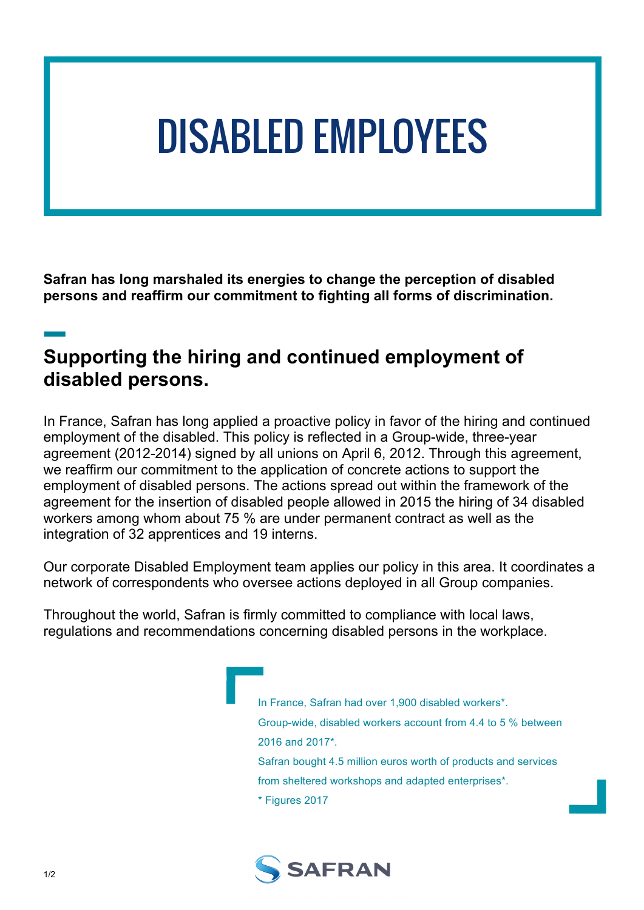# DISABLED EMPLOYEES

**Safran has long marshaled its energies to change the perception of disabled persons and reaffirm our commitment to fighting all forms of discrimination.**

## Supporting the hiring and continued employment of disabled persons.

In France, Safran has long applied a proactive policy in favor of the hiring and continued employment of the disabled. This policy is reflected in a Group-wide, three-year agreement (2012-2014) signed by all unions on April 6, 2012. Through this agreement, we reaffirm our commitment to the application of concrete actions to support the employment of disabled persons. The actions spread out within the framework of the agreement for the insertion of disabled people allowed in 2015 the hiring of 34 disabled workers among whom about 75 % are under permanent contract as well as the integration of 32 apprentices and 19 interns.

Our corporate Disabled Employment team applies our policy in this area. It coordinates a network of correspondents who oversee actions deployed in all Group companies.

Throughout the world, Safran is firmly committed to compliance with local laws, regulations and recommendations concerning disabled persons in the workplace.

In France, Safran had over 1,900 disabled workers*.
Group-wide, disabled workers account from 4.4 to 5 % between 2016 and 2017*.
Safran bought 4.5 million euros worth of products and services from sheltered workshops and adapted enterprises*.
* Figures 2017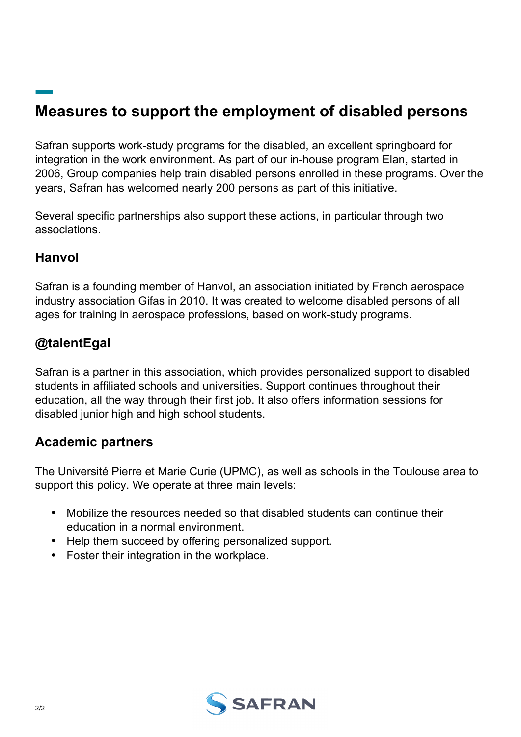# Measures to support the employment of disabled persons

Safran supports work-study programs for the disabled, an excellent springboard for integration in the work environment. As part of our in-house program Elan, started in 2006, Group companies help train disabled persons enrolled in these programs. Over the years, Safran has welcomed nearly 200 persons as part of this initiative.

Several specific partnerships also support these actions, in particular through two associations.

## Hanvol

Safran is a founding member of Hanvol, an association initiated by French aerospace industry association Gifas in 2010. It was created to welcome disabled persons of all ages for training in aerospace professions, based on work-study programs.

## @talentEgal

Safran is a partner in this association, which provides personalized support to disabled students in affiliated schools and universities. Support continues throughout their education, all the way through their first job. It also offers information sessions for disabled junior high and high school students.

## Academic partners

The Université Pierre et Marie Curie (UPMC), as well as schools in the Toulouse area to support this policy. We operate at three main levels:

- Mobilize the resources needed so that disabled students can continue their education in a normal environment.
- Help them succeed by offering personalized support.
- Foster their integration in the workplace.